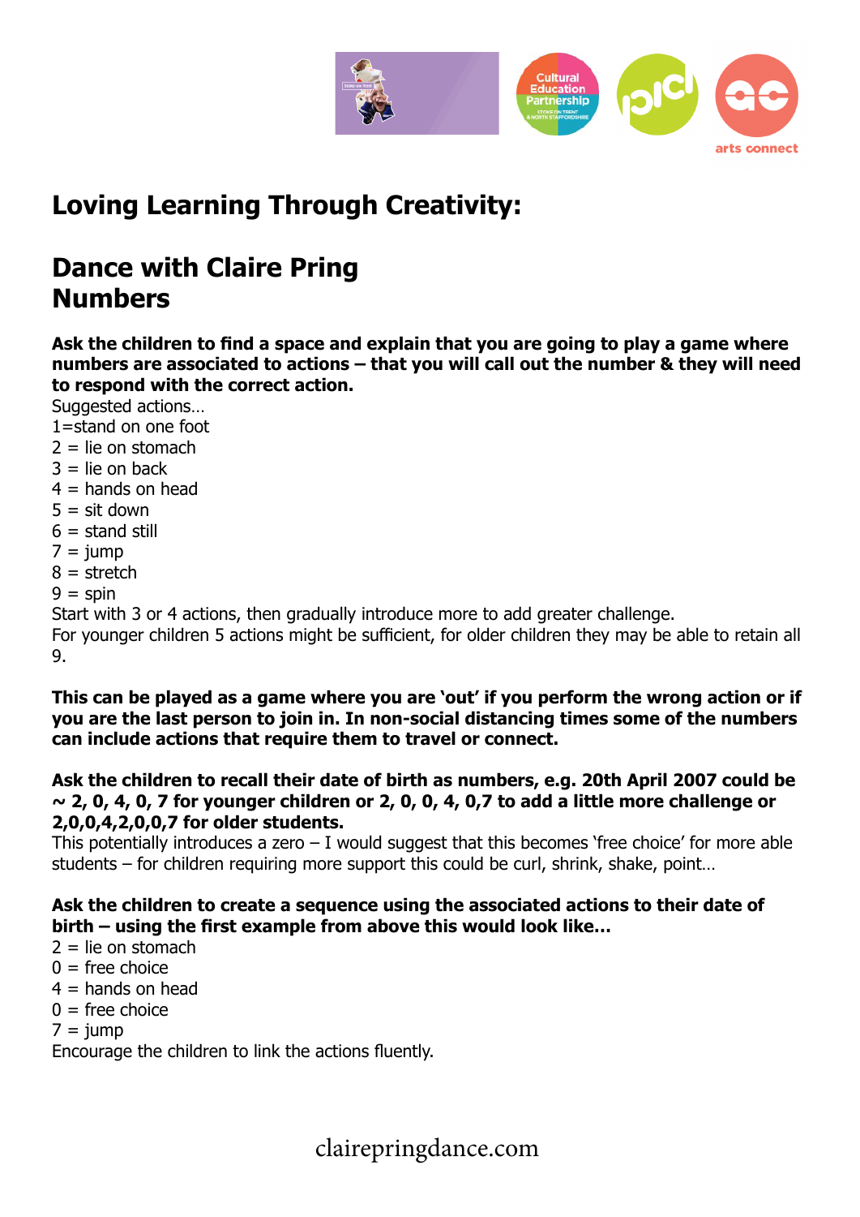# Loving Learning Through Creativity:

# Dance with Claire Pring
# Numbers

**Ask the children to find a space and explain that you are going to play a game where numbers are associated to actions – that you will call out the number & they will need to respond with the correct action.**

Suggested actions…
1=stand on one foot
2 = lie on stomach
3 = lie on back
4 = hands on head
5 = sit down
6 = stand still
7 = jump
8 = stretch
9 = spin
Start with 3 or 4 actions, then gradually introduce more to add greater challenge.
For younger children 5 actions might be sufficient, for older children they may be able to retain all 9.

**This can be played as a game where you are 'out' if you perform the wrong action or if you are the last person to join in. In non-social distancing times some of the numbers can include actions that require them to travel or connect.**

**Ask the children to recall their date of birth as numbers, e.g. 20th April 2007 could be ~ 2, 0, 4, 0, 7 for younger children or 2, 0, 0, 4, 0,7 to add a little more challenge or 2,0,0,4,2,0,0,7 for older students.**
This potentially introduces a zero – I would suggest that this becomes 'free choice' for more able students – for children requiring more support this could be curl, shrink, shake, point…

**Ask the children to create a sequence using the associated actions to their date of birth – using the first example from above this would look like…**
2 = lie on stomach
0 = free choice
4 = hands on head
0 = free choice
7 = jump
Encourage the children to link the actions fluently.

clairepringdance.com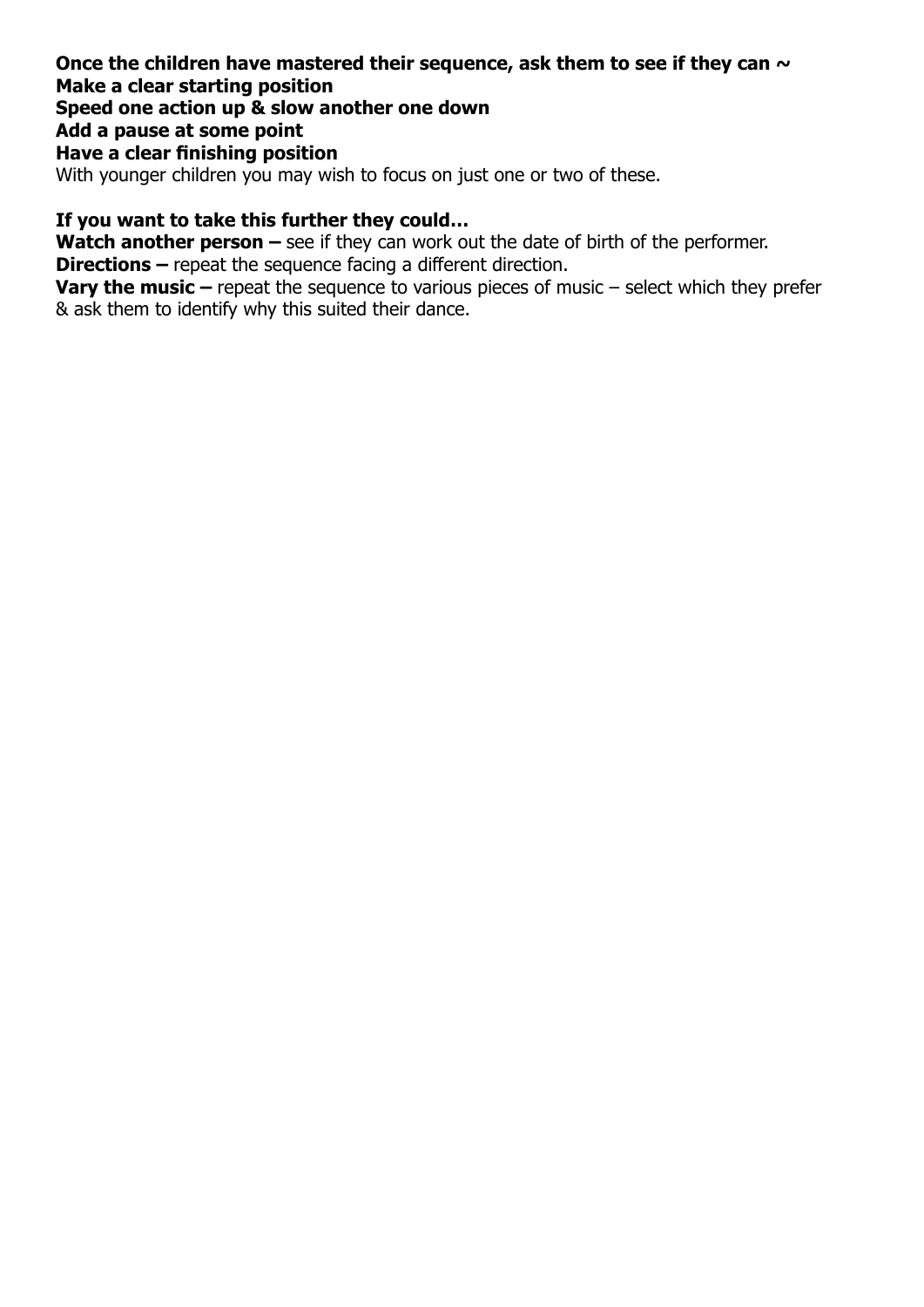**Once the children have mastered their sequence, ask them to see if they can ~**
**Make a clear starting position**
**Speed one action up & slow another one down**
**Add a pause at some point**
**Have a clear finishing position**
With younger children you may wish to focus on just one or two of these.

**If you want to take this further they could…**
**Watch another person –** see if they can work out the date of birth of the performer.
**Directions –** repeat the sequence facing a different direction.
**Vary the music –** repeat the sequence to various pieces of music – select which they prefer & ask them to identify why this suited their dance.